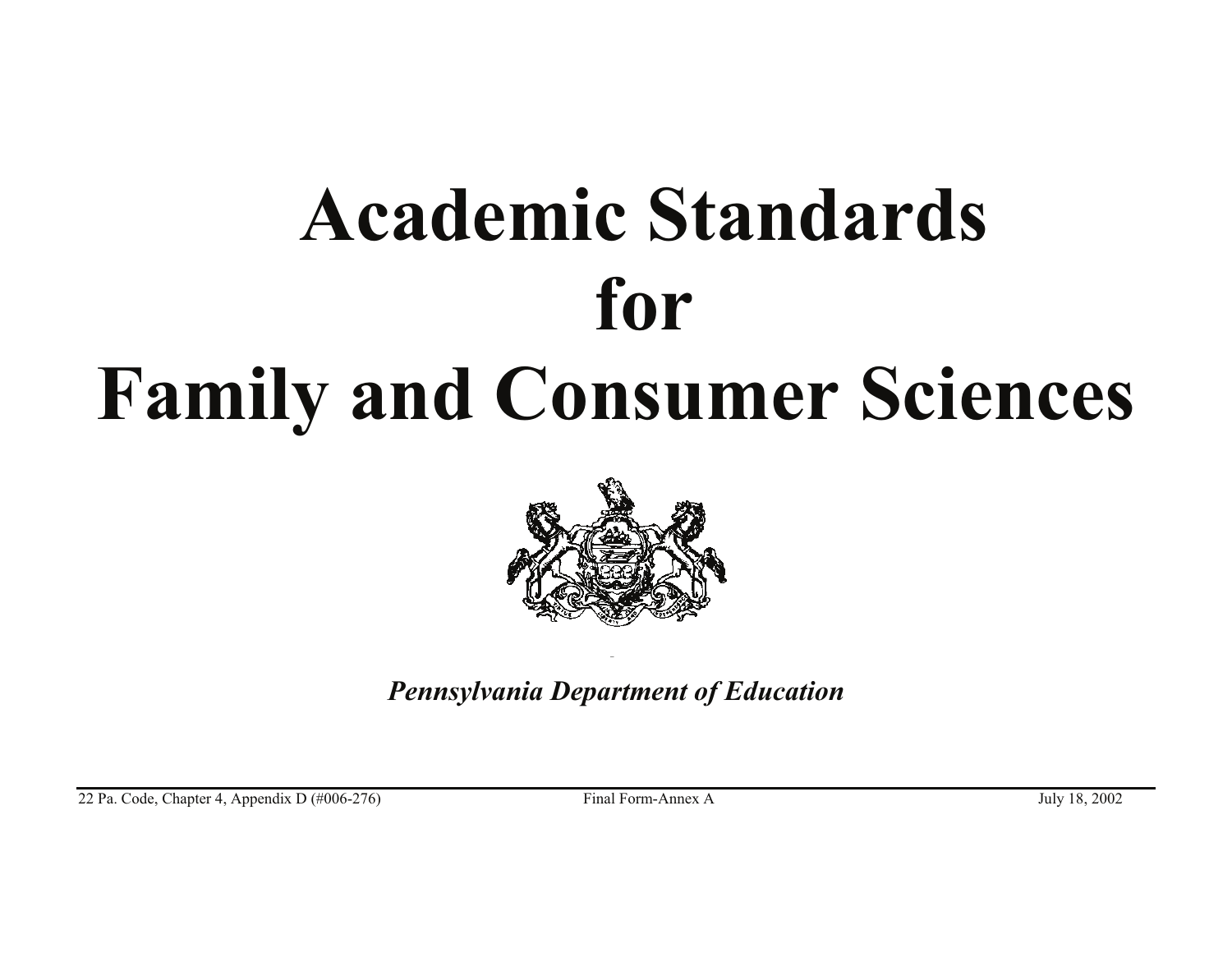# Academic Standards for Family and Consumer Sciences

*Pennsylvania Department of Education*

22 Pa. Code, Chapter 4, Appendix D (#006-276) Final Form-Annex A July 18, 2002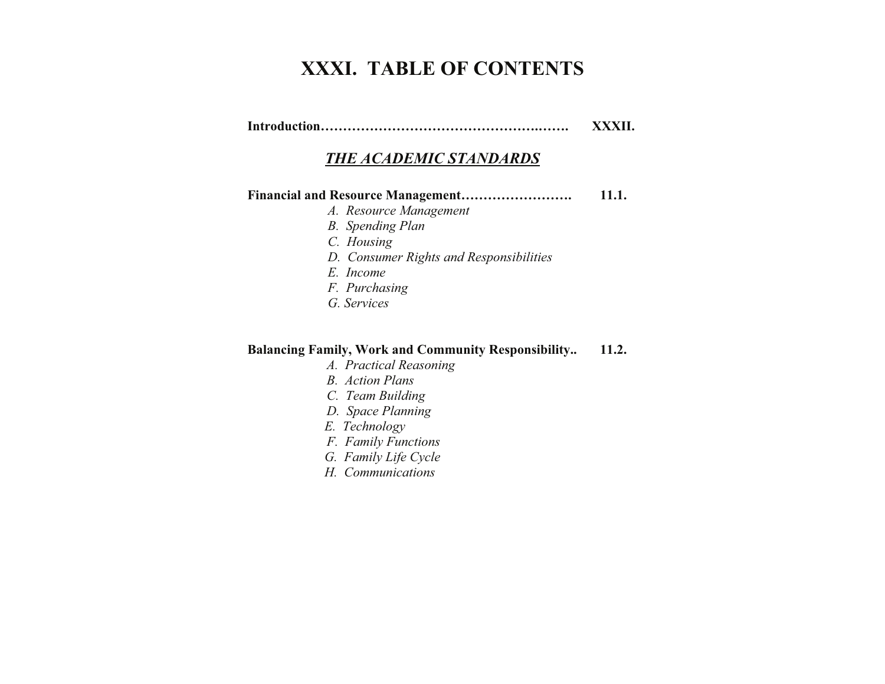# XXXI. TABLE OF CONTENTS

**Introduction……………………………………………..……. XXXII.**

## *THE ACADEMIC STANDARDS*

**Financial and Resource Management……………………. 11.1.**

*A. Resource Management*
*B. Spending Plan*
*C. Housing*
*D. Consumer Rights and Responsibilities*
*E. Income*
*F. Purchasing*
*G. Services*

**Balancing Family, Work and Community Responsibility.. 11.2.**

*A. Practical Reasoning*
*B. Action Plans*
*C. Team Building*
*D. Space Planning*
*E. Technology*
*F. Family Functions*
*G. Family Life Cycle*
*H. Communications*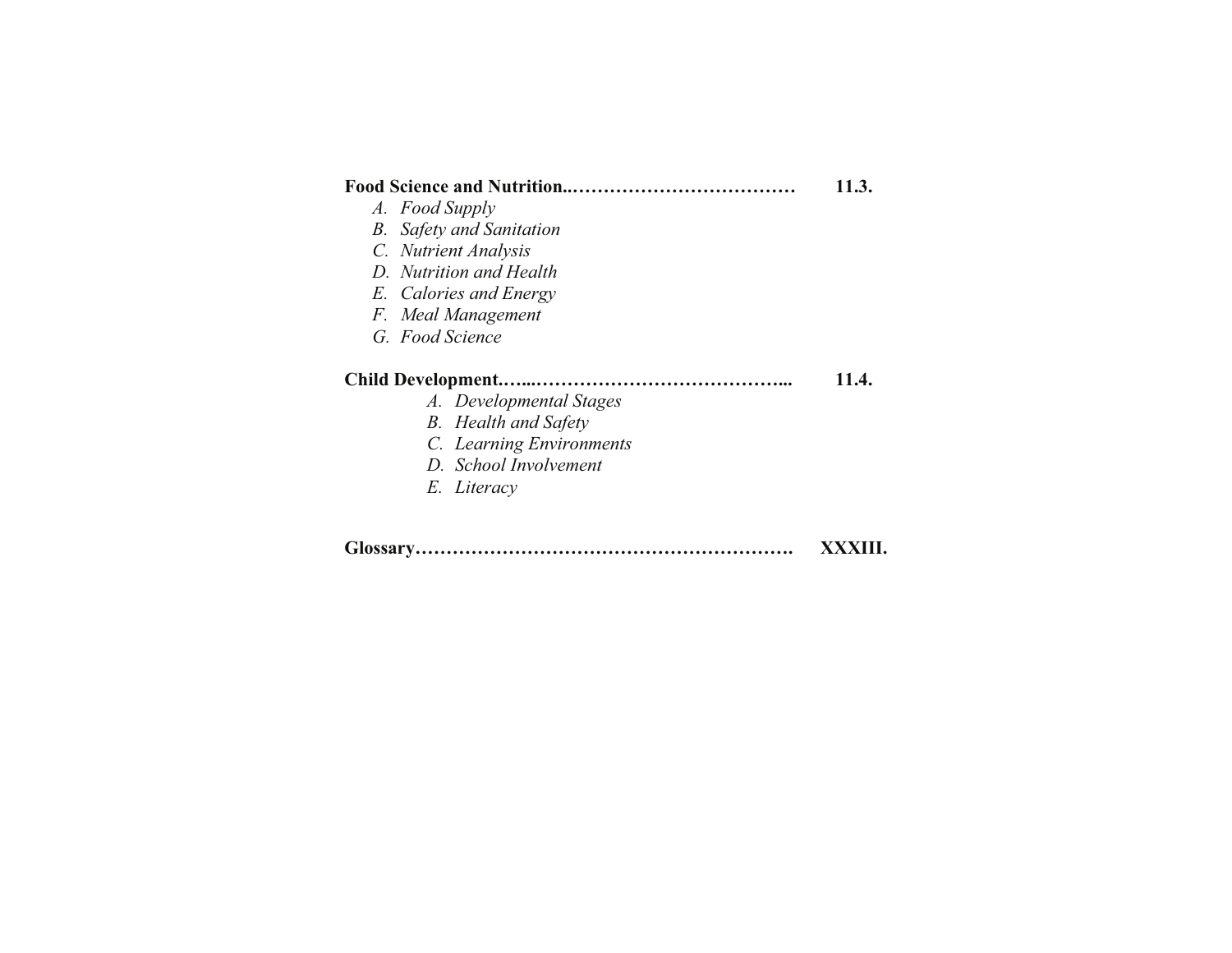**Food Science and Nutrition..……………………………… 11.3.**

A. *Food Supply*
B. *Safety and Sanitation*
C. *Nutrient Analysis*
D. *Nutrition and Health*
E. *Calories and Energy*
F. *Meal Management*
G. *Food Science*

**Child Development.…...………………………………….. 11.4.**

A. *Developmental Stages*
B. *Health and Safety*
C. *Learning Environments*
D. *School Involvement*
E. *Literacy*

**Glossary……………………………………………………. XXXIII.**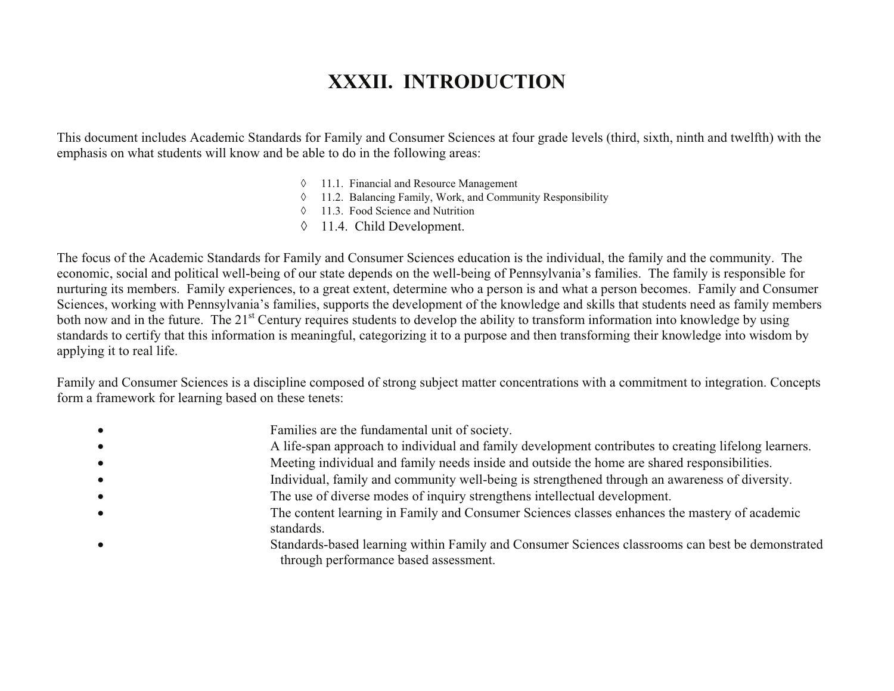# XXXII. INTRODUCTION

This document includes Academic Standards for Family and Consumer Sciences at four grade levels (third, sixth, ninth and twelfth) with the emphasis on what students will know and be able to do in the following areas:

- 11.1. Financial and Resource Management
- 11.2. Balancing Family, Work, and Community Responsibility
- 11.3. Food Science and Nutrition
- 11.4. Child Development.

The focus of the Academic Standards for Family and Consumer Sciences education is the individual, the family and the community. The economic, social and political well-being of our state depends on the well-being of Pennsylvania's families. The family is responsible for nurturing its members. Family experiences, to a great extent, determine who a person is and what a person becomes. Family and Consumer Sciences, working with Pennsylvania's families, supports the development of the knowledge and skills that students need as family members both now and in the future. The 21st Century requires students to develop the ability to transform information into knowledge by using standards to certify that this information is meaningful, categorizing it to a purpose and then transforming their knowledge into wisdom by applying it to real life.

Family and Consumer Sciences is a discipline composed of strong subject matter concentrations with a commitment to integration. Concepts form a framework for learning based on these tenets:

- Families are the fundamental unit of society.
- A life-span approach to individual and family development contributes to creating lifelong learners.
- Meeting individual and family needs inside and outside the home are shared responsibilities.
- Individual, family and community well-being is strengthened through an awareness of diversity.
- The use of diverse modes of inquiry strengthens intellectual development.
- The content learning in Family and Consumer Sciences classes enhances the mastery of academic standards.
- Standards-based learning within Family and Consumer Sciences classrooms can best be demonstrated through performance based assessment.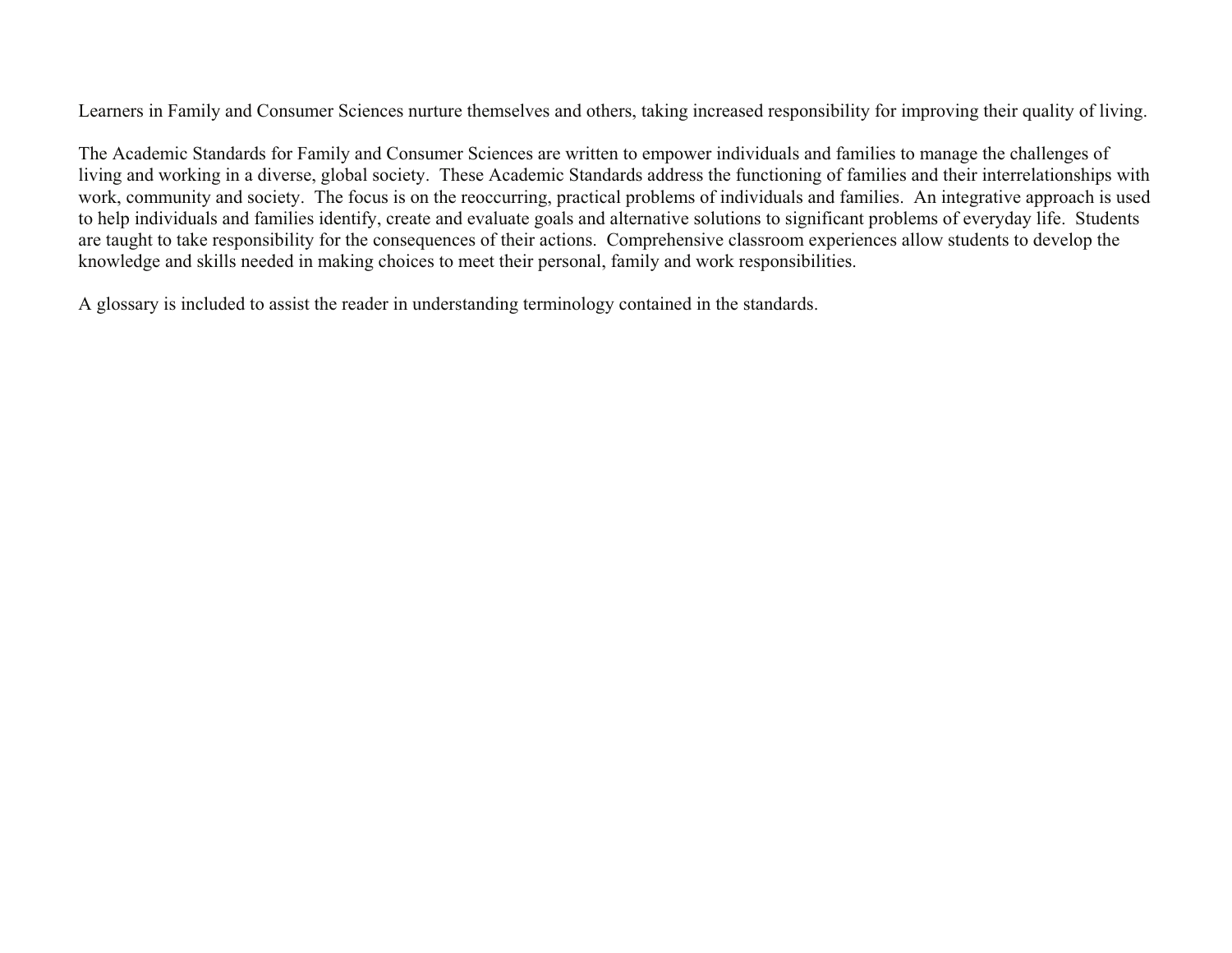Learners in Family and Consumer Sciences nurture themselves and others, taking increased responsibility for improving their quality of living.

The Academic Standards for Family and Consumer Sciences are written to empower individuals and families to manage the challenges of living and working in a diverse, global society. These Academic Standards address the functioning of families and their interrelationships with work, community and society. The focus is on the reoccurring, practical problems of individuals and families. An integrative approach is used to help individuals and families identify, create and evaluate goals and alternative solutions to significant problems of everyday life. Students are taught to take responsibility for the consequences of their actions. Comprehensive classroom experiences allow students to develop the knowledge and skills needed in making choices to meet their personal, family and work responsibilities.

A glossary is included to assist the reader in understanding terminology contained in the standards.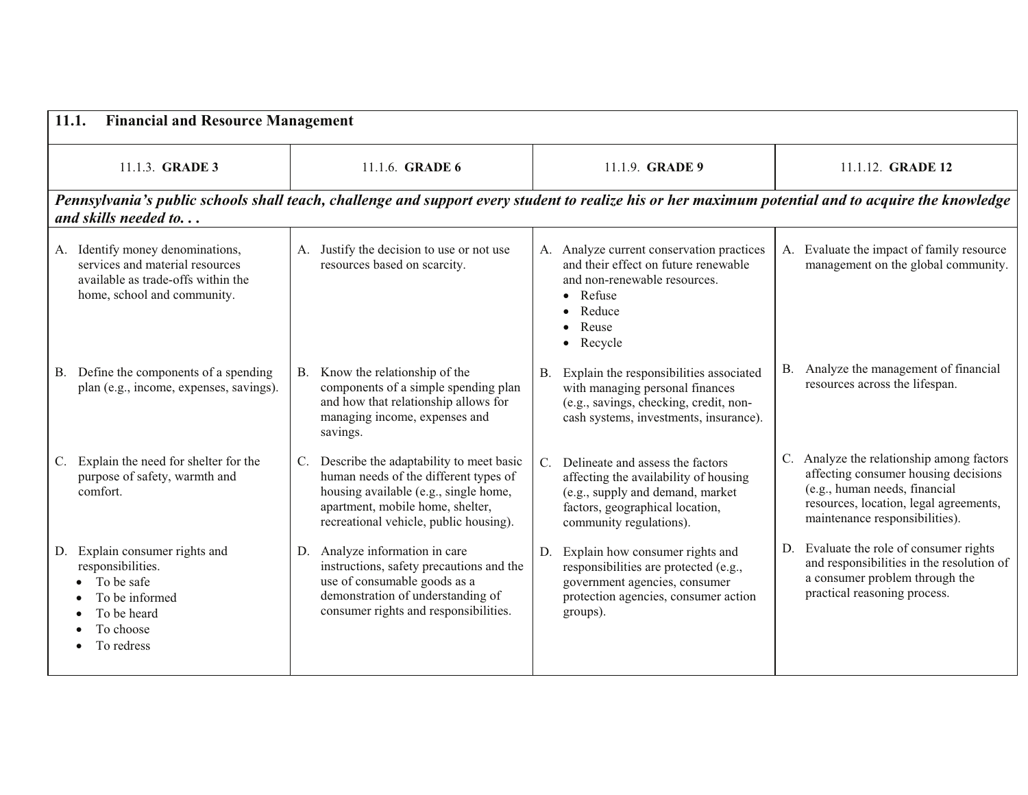| 11.1. Financial and Resource Management | | | |
|---|---|---|---|
| 11.1.3. **GRADE 3** | 11.1.6. **GRADE 6** | 11.1.9. **GRADE 9** | 11.1.12. **GRADE 12** |
| ***Pennsylvania's public schools shall teach, challenge and support every student to realize his or her maximum potential and to acquire the knowledge and skills needed to. . .*** | | | |
| A. Identify money denominations, services and material resources available as trade-offs within the home, school and community. | A. Justify the decision to use or not use resources based on scarcity. | A. Analyze current conservation practices and their effect on future renewable and non-renewable resources. <br>• Refuse <br>• Reduce <br>• Reuse <br>• Recycle | A. Evaluate the impact of family resource management on the global community. |
| B. Define the components of a spending plan (e.g., income, expenses, savings). | B. Know the relationship of the components of a simple spending plan and how that relationship allows for managing income, expenses and savings. | B. Explain the responsibilities associated with managing personal finances (e.g., savings, checking, credit, non-cash systems, investments, insurance). | B. Analyze the management of financial resources across the lifespan. |
| C. Explain the need for shelter for the purpose of safety, warmth and comfort. | C. Describe the adaptability to meet basic human needs of the different types of housing available (e.g., single home, apartment, mobile home, shelter, recreational vehicle, public housing). | C. Delineate and assess the factors affecting the availability of housing (e.g., supply and demand, market factors, geographical location, community regulations). | C. Analyze the relationship among factors affecting consumer housing decisions (e.g., human needs, financial resources, location, legal agreements, maintenance responsibilities). |
| D. Explain consumer rights and responsibilities. <br>• To be safe <br>• To be informed <br>• To be heard <br>• To choose <br>• To redress | D. Analyze information in care instructions, safety precautions and the use of consumable goods as a demonstration of understanding of consumer rights and responsibilities. | D. Explain how consumer rights and responsibilities are protected (e.g., government agencies, consumer protection agencies, consumer action groups). | D. Evaluate the role of consumer rights and responsibilities in the resolution of a consumer problem through the practical reasoning process. |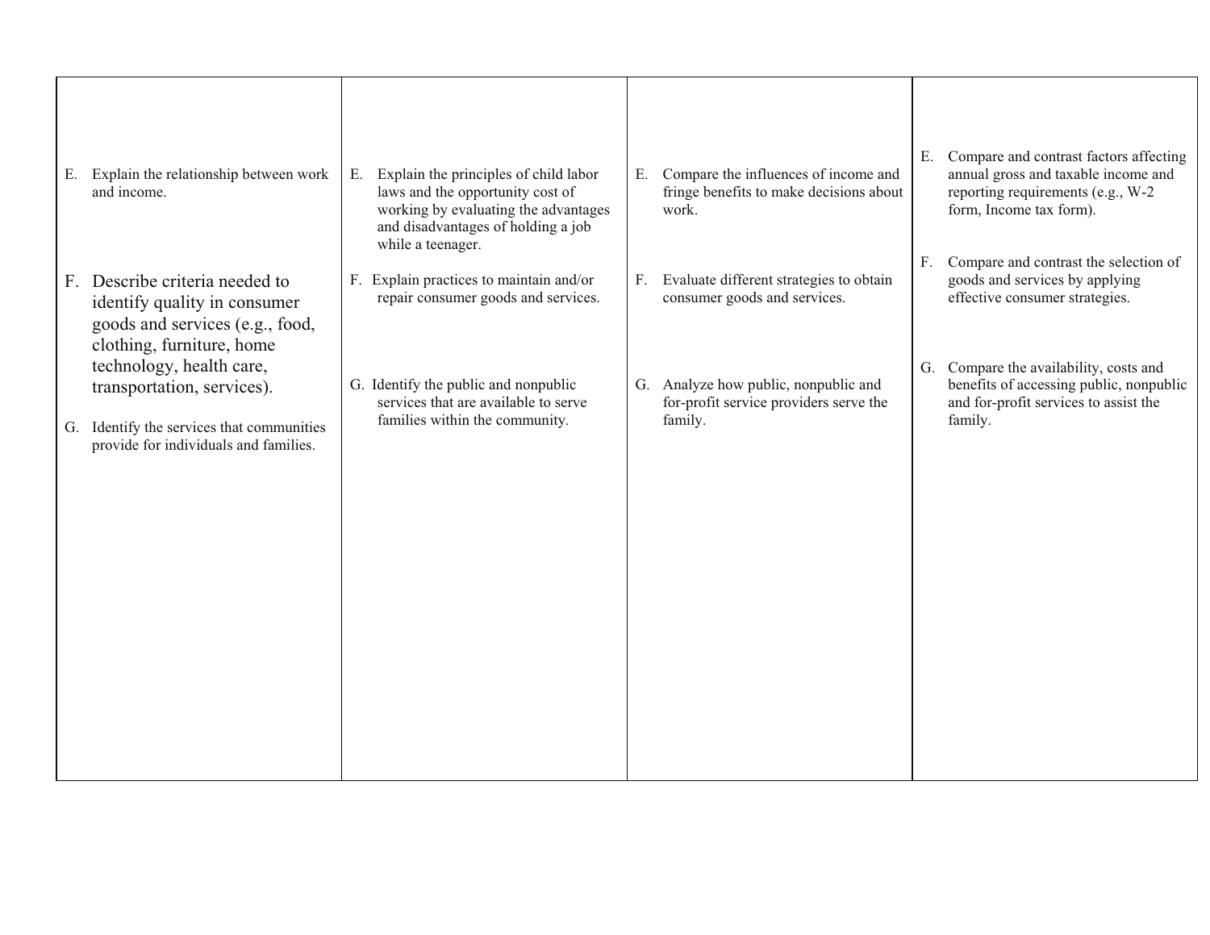| | | | |
|---|---|---|---|
| E. Explain the relationship between work and income.<br><br>F. Describe criteria needed to identify quality in consumer goods and services (e.g., food, clothing, furniture, home technology, health care, transportation, services).<br><br>G. Identify the services that communities provide for individuals and families. | E. Explain the principles of child labor laws and the opportunity cost of working by evaluating the advantages and disadvantages of holding a job while a teenager.<br><br>F. Explain practices to maintain and/or repair consumer goods and services.<br><br>G. Identify the public and nonpublic services that are available to serve families within the community. | E. Compare the influences of income and fringe benefits to make decisions about work.<br><br>F. Evaluate different strategies to obtain consumer goods and services.<br><br>G. Analyze how public, nonpublic and for-profit service providers serve the family. | E. Compare and contrast factors affecting annual gross and taxable income and reporting requirements (e.g., W-2 form, Income tax form).<br><br>F. Compare and contrast the selection of goods and services by applying effective consumer strategies.<br><br>G. Compare the availability, costs and benefits of accessing public, nonpublic and for-profit services to assist the family. |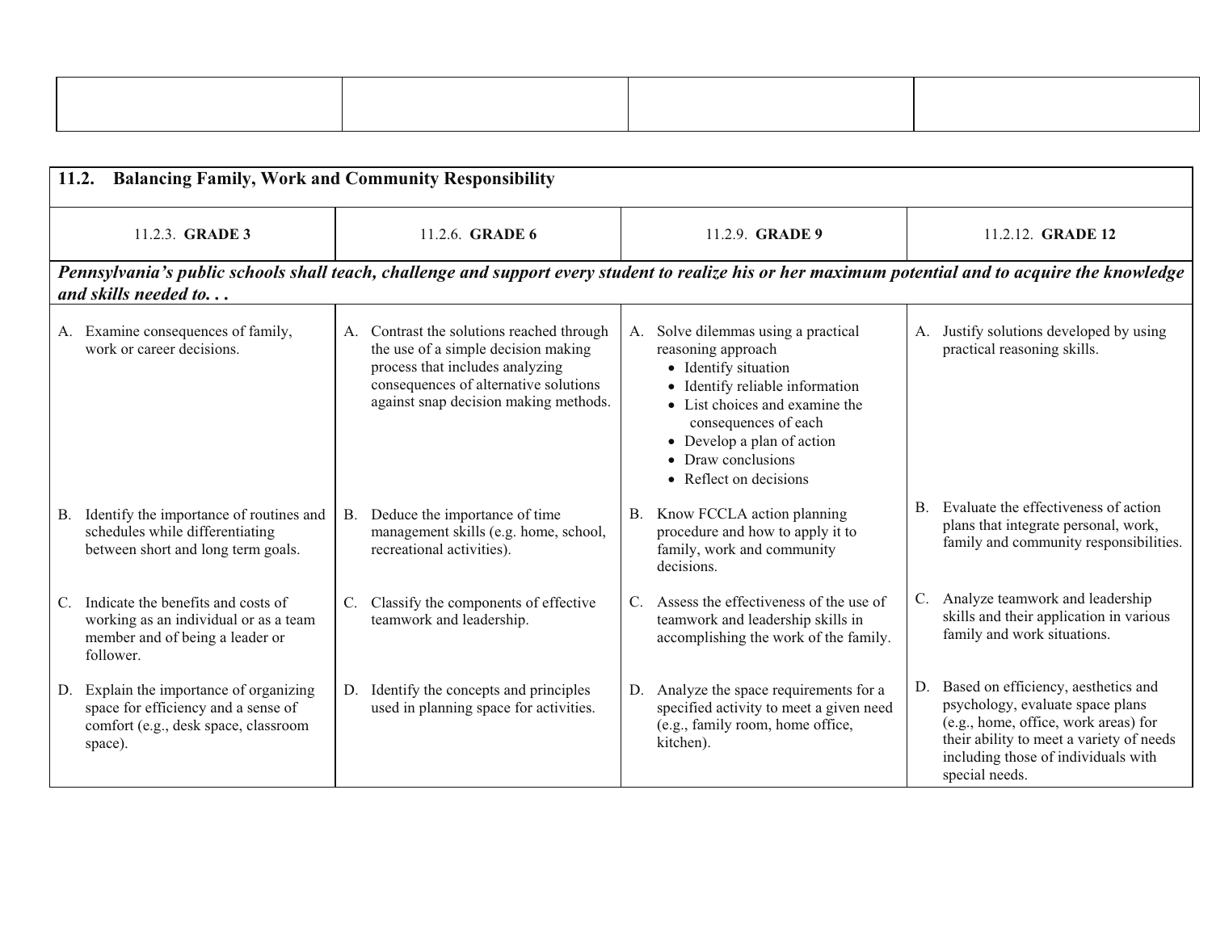| | | | |
|---|---|---|---|
| | | | |

## 11.2. Balancing Family, Work and Community Responsibility

| 11.2.3. **GRADE 3** | 11.2.6. **GRADE 6** | 11.2.9. **GRADE 9** | 11.2.12. **GRADE 12** |
|---|---|---|---|
| ***Pennsylvania's public schools shall teach, challenge and support every student to realize his or her maximum potential and to acquire the knowledge and skills needed to. . .*** | | | |
| A. Examine consequences of family, work or career decisions. | A. Contrast the solutions reached through the use of a simple decision making process that includes analyzing consequences of alternative solutions against snap decision making methods. | A. Solve dilemmas using a practical reasoning approach<br>• Identify situation<br>• Identify reliable information<br>• List choices and examine the consequences of each<br>• Develop a plan of action<br>• Draw conclusions<br>• Reflect on decisions | A. Justify solutions developed by using practical reasoning skills. |
| B. Identify the importance of routines and schedules while differentiating between short and long term goals. | B. Deduce the importance of time management skills (e.g. home, school, recreational activities). | B. Know FCCLA action planning procedure and how to apply it to family, work and community decisions. | B. Evaluate the effectiveness of action plans that integrate personal, work, family and community responsibilities. |
| C. Indicate the benefits and costs of working as an individual or as a team member and of being a leader or follower. | C. Classify the components of effective teamwork and leadership. | C. Assess the effectiveness of the use of teamwork and leadership skills in accomplishing the work of the family. | C. Analyze teamwork and leadership skills and their application in various family and work situations. |
| D. Explain the importance of organizing space for efficiency and a sense of comfort (e.g., desk space, classroom space). | D. Identify the concepts and principles used in planning space for activities. | D. Analyze the space requirements for a specified activity to meet a given need (e.g., family room, home office, kitchen). | D. Based on efficiency, aesthetics and psychology, evaluate space plans (e.g., home, office, work areas) for their ability to meet a variety of needs including those of individuals with special needs. |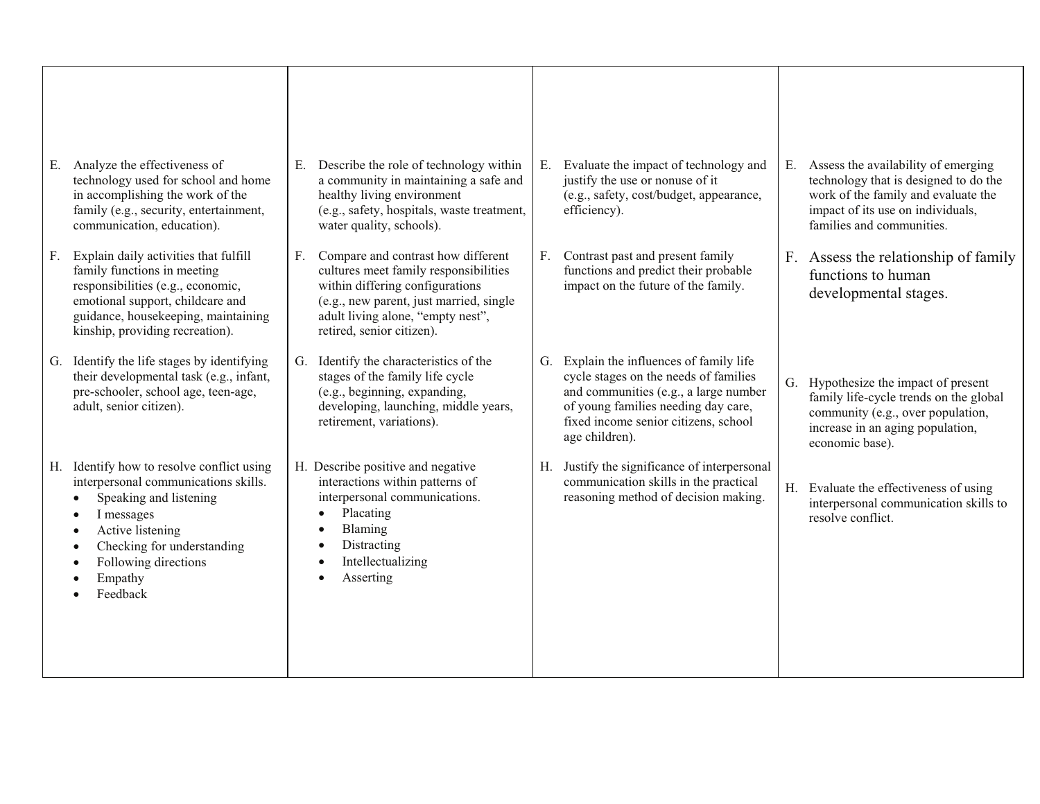| | | | |
|---|---|---|---|
| E. Analyze the effectiveness of technology used for school and home in accomplishing the work of the family (e.g., security, entertainment, communication, education). | E. Describe the role of technology within a community in maintaining a safe and healthy living environment (e.g., safety, hospitals, waste treatment, water quality, schools). | E. Evaluate the impact of technology and justify the use or nonuse of it (e.g., safety, cost/budget, appearance, efficiency). | E. Assess the availability of emerging technology that is designed to do the work of the family and evaluate the impact of its use on individuals, families and communities. |
| F. Explain daily activities that fulfill family functions in meeting responsibilities (e.g., economic, emotional support, childcare and guidance, housekeeping, maintaining kinship, providing recreation). | F. Compare and contrast how different cultures meet family responsibilities within differing configurations (e.g., new parent, just married, single adult living alone, "empty nest", retired, senior citizen). | F. Contrast past and present family functions and predict their probable impact on the future of the family. | F. Assess the relationship of family functions to human developmental stages. |
| G. Identify the life stages by identifying their developmental task (e.g., infant, pre-schooler, school age, teen-age, adult, senior citizen). | G. Identify the characteristics of the stages of the family life cycle (e.g., beginning, expanding, developing, launching, middle years, retirement, variations). | G. Explain the influences of family life cycle stages on the needs of families and communities (e.g., a large number of young families needing day care, fixed income senior citizens, school age children). | G. Hypothesize the impact of present family life-cycle trends on the global community (e.g., over population, increase in an aging population, economic base). |
| H. Identify how to resolve conflict using interpersonal communications skills.<br>• Speaking and listening<br>• I messages<br>• Active listening<br>• Checking for understanding<br>• Following directions<br>• Empathy<br>• Feedback | H. Describe positive and negative interactions within patterns of interpersonal communications.<br>• Placating<br>• Blaming<br>• Distracting<br>• Intellectualizing<br>• Asserting | H. Justify the significance of interpersonal communication skills in the practical reasoning method of decision making. | H. Evaluate the effectiveness of using interpersonal communication skills to resolve conflict. |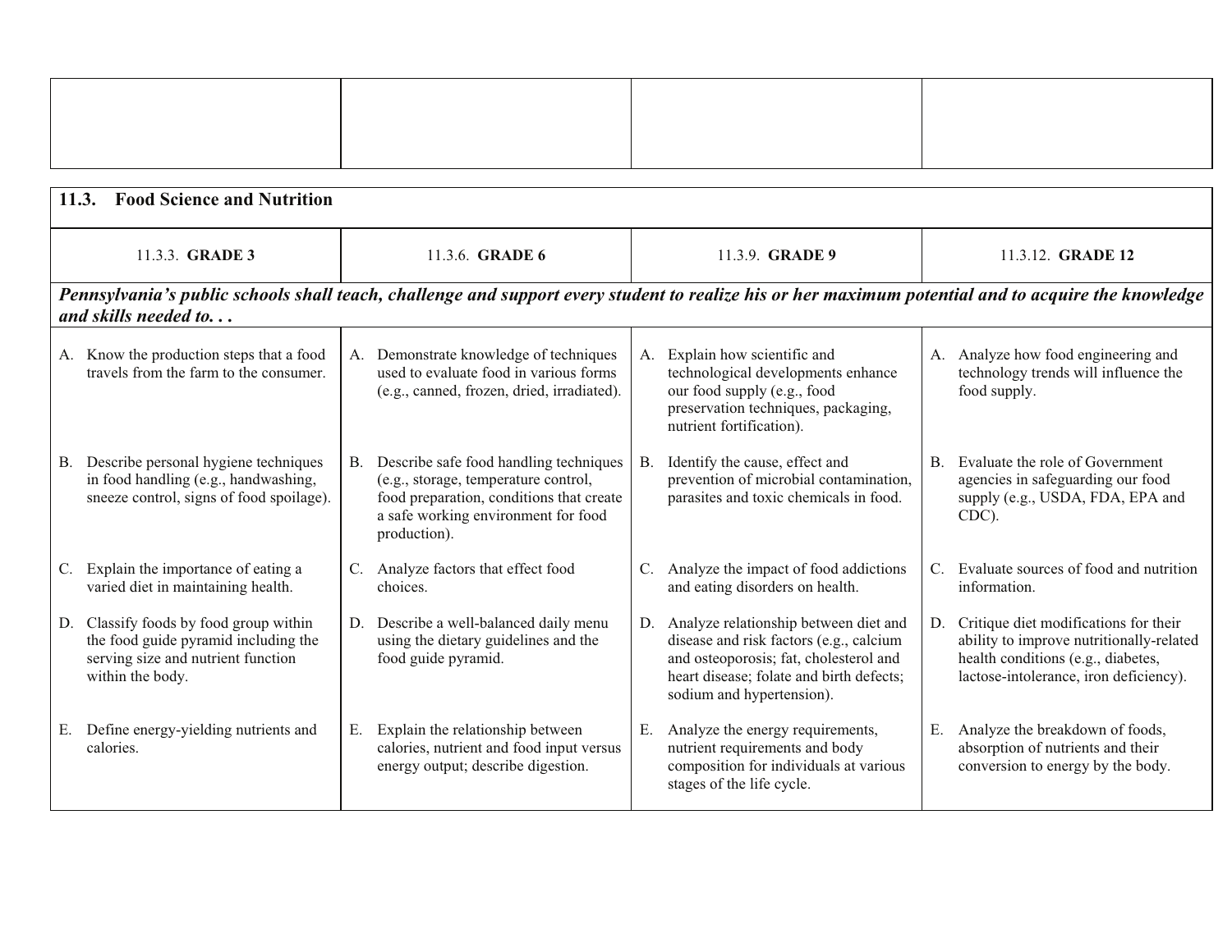## 11.3. Food Science and Nutrition

| 11.3.3. **GRADE 3** | 11.3.6. **GRADE 6** | 11.3.9. **GRADE 9** | 11.3.12. **GRADE 12** |
|---|---|---|---|
| ***Pennsylvania's public schools shall teach, challenge and support every student to realize his or her maximum potential and to acquire the knowledge and skills needed to. . .*** | | | |
| A. Know the production steps that a food travels from the farm to the consumer. | A. Demonstrate knowledge of techniques used to evaluate food in various forms (e.g., canned, frozen, dried, irradiated). | A. Explain how scientific and technological developments enhance our food supply (e.g., food preservation techniques, packaging, nutrient fortification). | A. Analyze how food engineering and technology trends will influence the food supply. |
| B. Describe personal hygiene techniques in food handling (e.g., handwashing, sneeze control, signs of food spoilage). | B. Describe safe food handling techniques (e.g., storage, temperature control, food preparation, conditions that create a safe working environment for food production). | B. Identify the cause, effect and prevention of microbial contamination, parasites and toxic chemicals in food. | B. Evaluate the role of Government agencies in safeguarding our food supply (e.g., USDA, FDA, EPA and CDC). |
| C. Explain the importance of eating a varied diet in maintaining health. | C. Analyze factors that effect food choices. | C. Analyze the impact of food addictions and eating disorders on health. | C. Evaluate sources of food and nutrition information. |
| D. Classify foods by food group within the food guide pyramid including the serving size and nutrient function within the body. | D. Describe a well-balanced daily menu using the dietary guidelines and the food guide pyramid. | D. Analyze relationship between diet and disease and risk factors (e.g., calcium and osteoporosis; fat, cholesterol and heart disease; folate and birth defects; sodium and hypertension). | D. Critique diet modifications for their ability to improve nutritionally-related health conditions (e.g., diabetes, lactose-intolerance, iron deficiency). |
| E. Define energy-yielding nutrients and calories. | E. Explain the relationship between calories, nutrient and food input versus energy output; describe digestion. | E. Analyze the energy requirements, nutrient requirements and body composition for individuals at various stages of the life cycle. | E. Analyze the breakdown of foods, absorption of nutrients and their conversion to energy by the body. |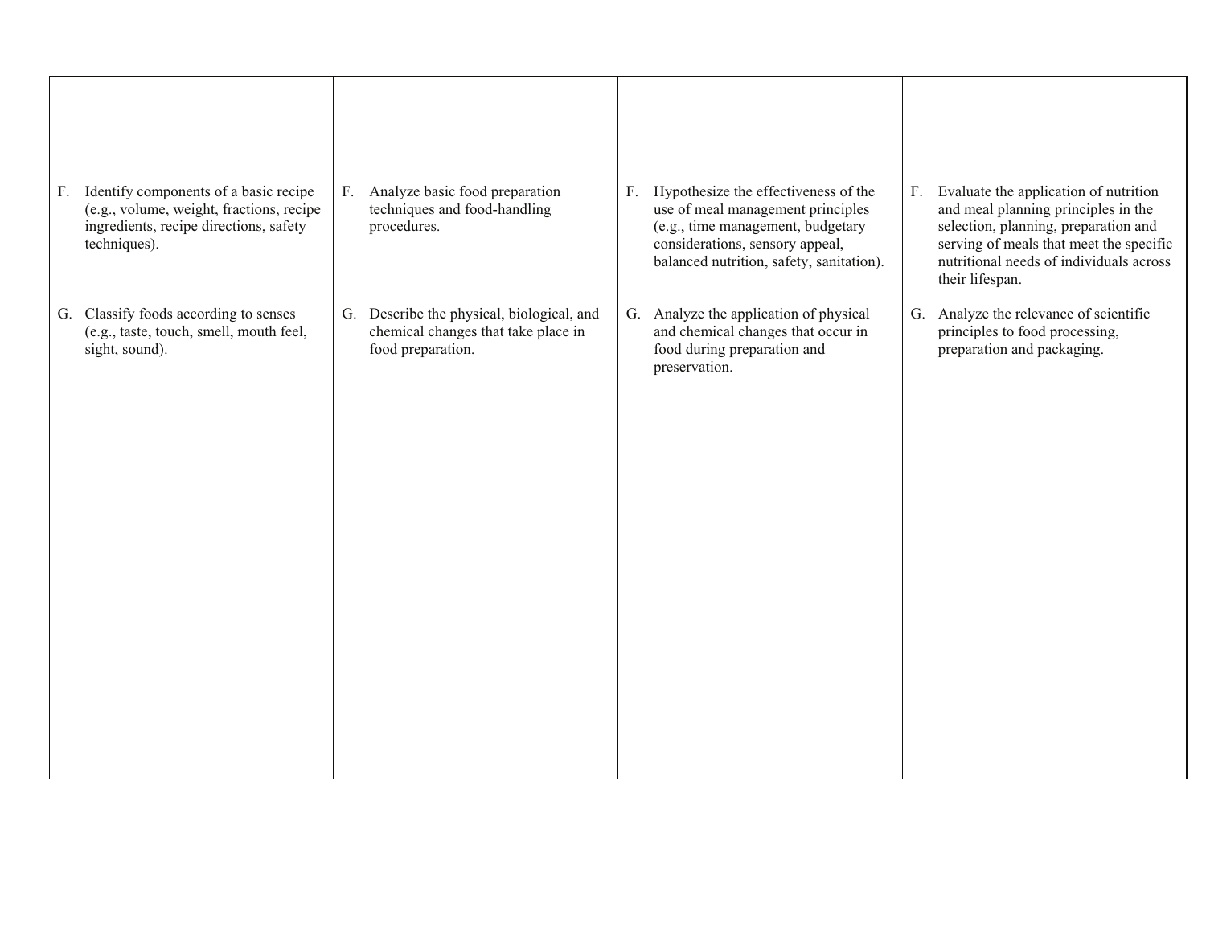| | | | |
|---|---|---|---|
| F. Identify components of a basic recipe (e.g., volume, weight, fractions, recipe ingredients, recipe directions, safety techniques). | F. Analyze basic food preparation techniques and food-handling procedures. | F. Hypothesize the effectiveness of the use of meal management principles (e.g., time management, budgetary considerations, sensory appeal, balanced nutrition, safety, sanitation). | F. Evaluate the application of nutrition and meal planning principles in the selection, planning, preparation and serving of meals that meet the specific nutritional needs of individuals across their lifespan. |
| G. Classify foods according to senses (e.g., taste, touch, smell, mouth feel, sight, sound). | G. Describe the physical, biological, and chemical changes that take place in food preparation. | G. Analyze the application of physical and chemical changes that occur in food during preparation and preservation. | G. Analyze the relevance of scientific principles to food processing, preparation and packaging. |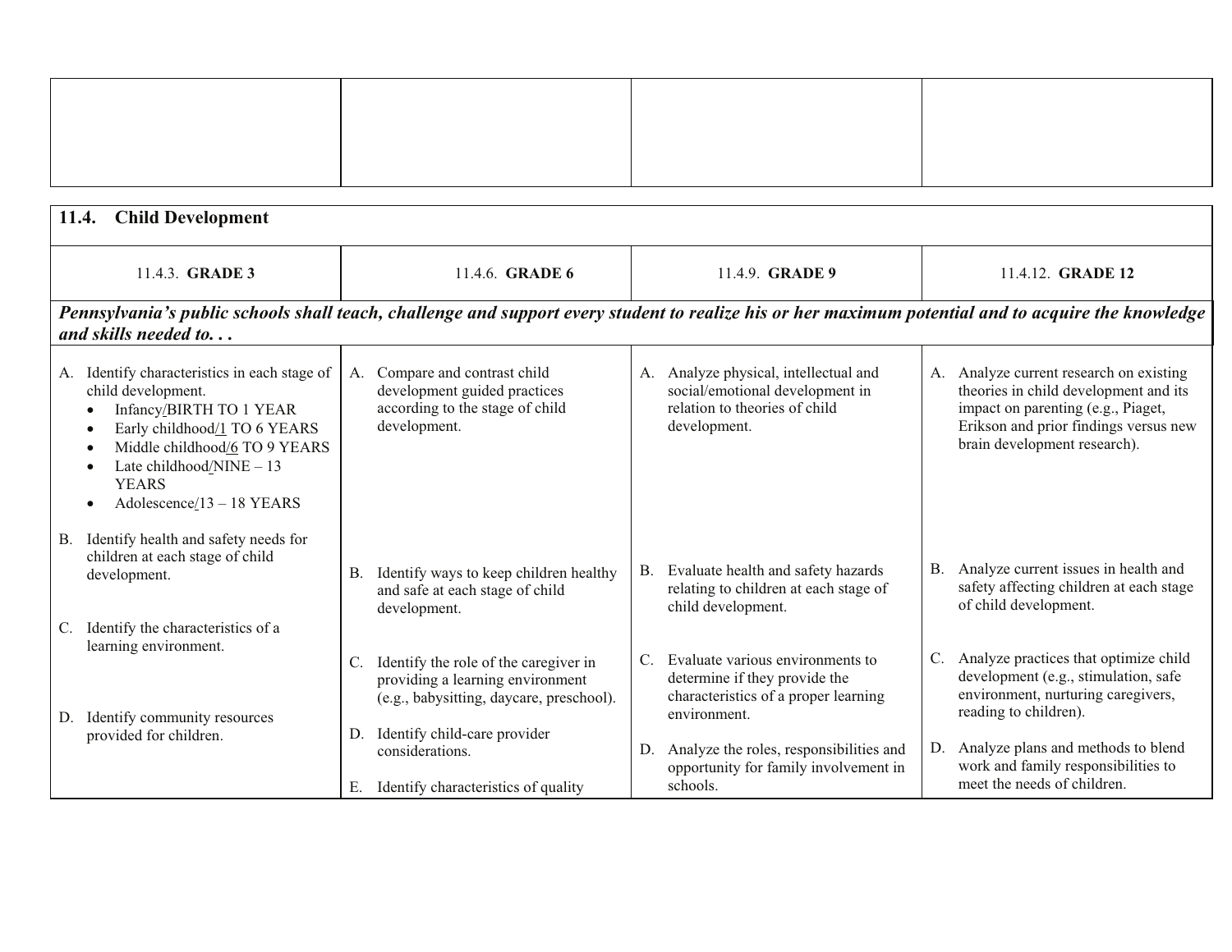## 11.4. Child Development

| 11.4.3. **GRADE 3** | 11.4.6. **GRADE 6** | 11.4.9. **GRADE 9** | 11.4.12. **GRADE 12** |
|---|---|---|---|
| ***Pennsylvania's public schools shall teach, challenge and support every student to realize his or her maximum potential and to acquire the knowledge and skills needed to. . .*** | | | |
| A. Identify characteristics in each stage of child development.<br>• Infancy/BIRTH TO 1 YEAR<br>• Early childhood/1 TO 6 YEARS<br>• Middle childhood/6 TO 9 YEARS<br>• Late childhood/NINE – 13 YEARS<br>• Adolescence/13 – 18 YEARS | A. Compare and contrast child development guided practices according to the stage of child development. | A. Analyze physical, intellectual and social/emotional development in relation to theories of child development. | A. Analyze current research on existing theories in child development and its impact on parenting (e.g., Piaget, Erikson and prior findings versus new brain development research). |
| B. Identify health and safety needs for children at each stage of child development. | B. Identify ways to keep children healthy and safe at each stage of child development. | B. Evaluate health and safety hazards relating to children at each stage of child development. | B. Analyze current issues in health and safety affecting children at each stage of child development. |
| C. Identify the characteristics of a learning environment. | C. Identify the role of the caregiver in providing a learning environment (e.g., babysitting, daycare, preschool). | C. Evaluate various environments to determine if they provide the characteristics of a proper learning environment. | C. Analyze practices that optimize child development (e.g., stimulation, safe environment, nurturing caregivers, reading to children). |
| D. Identify community resources provided for children. | D. Identify child-care provider considerations. | D. Analyze the roles, responsibilities and opportunity for family involvement in schools. | D. Analyze plans and methods to blend work and family responsibilities to meet the needs of children. |
| | E. Identify characteristics of quality | | |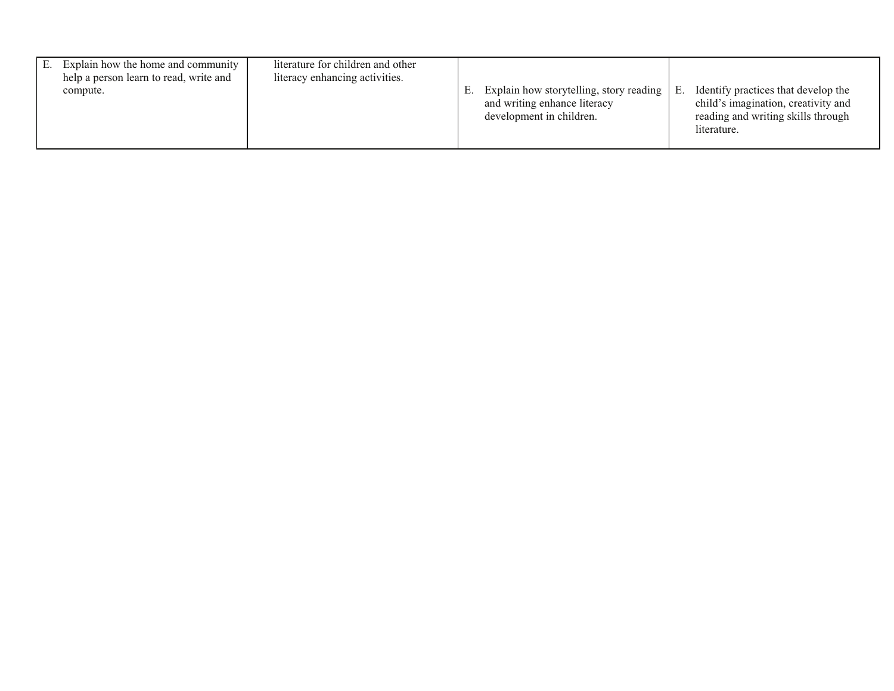| | | | |
|---|---|---|---|
| E. Explain how the home and community help a person learn to read, write and compute. | literature for children and other literacy enhancing activities. | E. Explain how storytelling, story reading and writing enhance literacy development in children. | E. Identify practices that develop the child's imagination, creativity and reading and writing skills through literature. |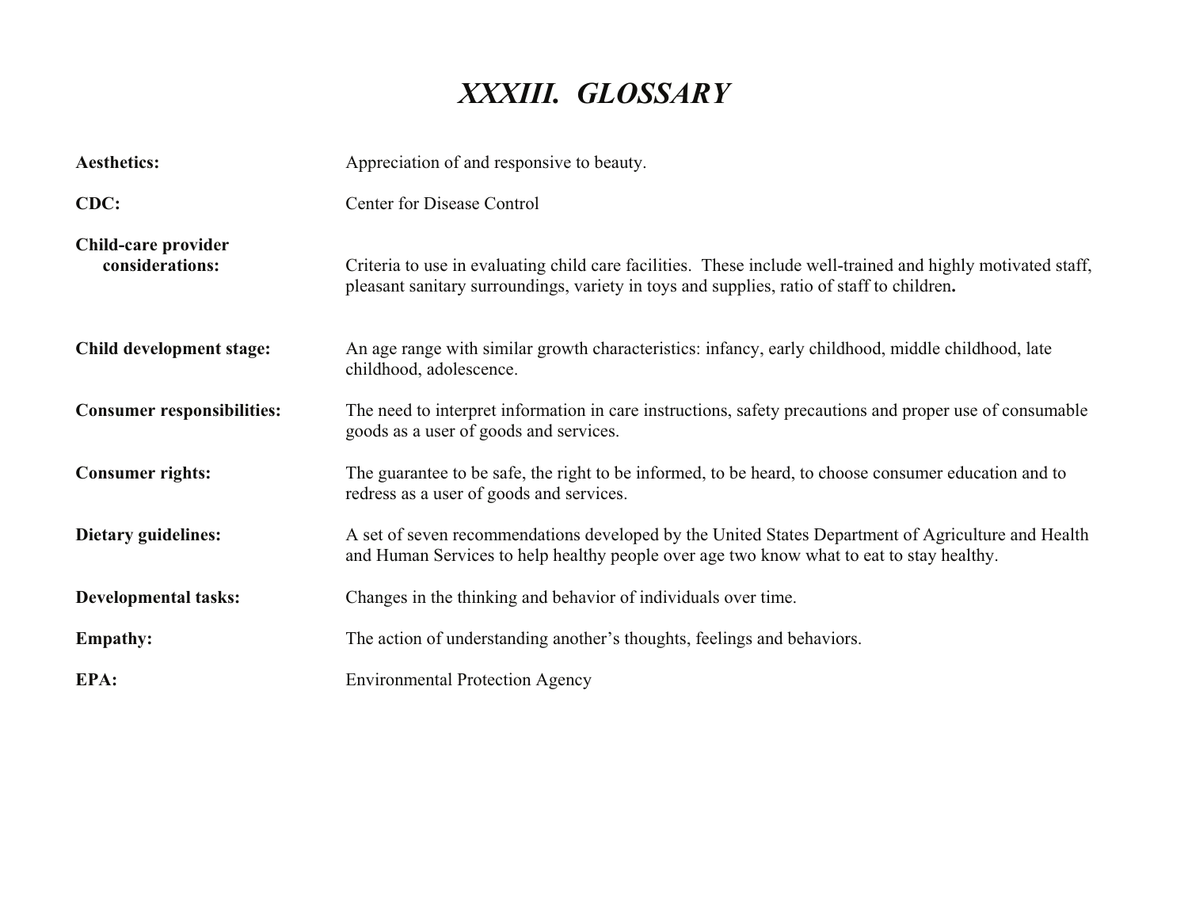# *XXXIII. GLOSSARY*

**Aesthetics:** Appreciation of and responsive to beauty.

**CDC:** Center for Disease Control

**Child-care provider considerations:** Criteria to use in evaluating child care facilities. These include well-trained and highly motivated staff, pleasant sanitary surroundings, variety in toys and supplies, ratio of staff to children**.**

**Child development stage:** An age range with similar growth characteristics: infancy, early childhood, middle childhood, late childhood, adolescence.

**Consumer responsibilities:** The need to interpret information in care instructions, safety precautions and proper use of consumable goods as a user of goods and services.

**Consumer rights:** The guarantee to be safe, the right to be informed, to be heard, to choose consumer education and to redress as a user of goods and services.

**Dietary guidelines:** A set of seven recommendations developed by the United States Department of Agriculture and Health and Human Services to help healthy people over age two know what to eat to stay healthy.

**Developmental tasks:** Changes in the thinking and behavior of individuals over time.

**Empathy:** The action of understanding another's thoughts, feelings and behaviors.

**EPA:** Environmental Protection Agency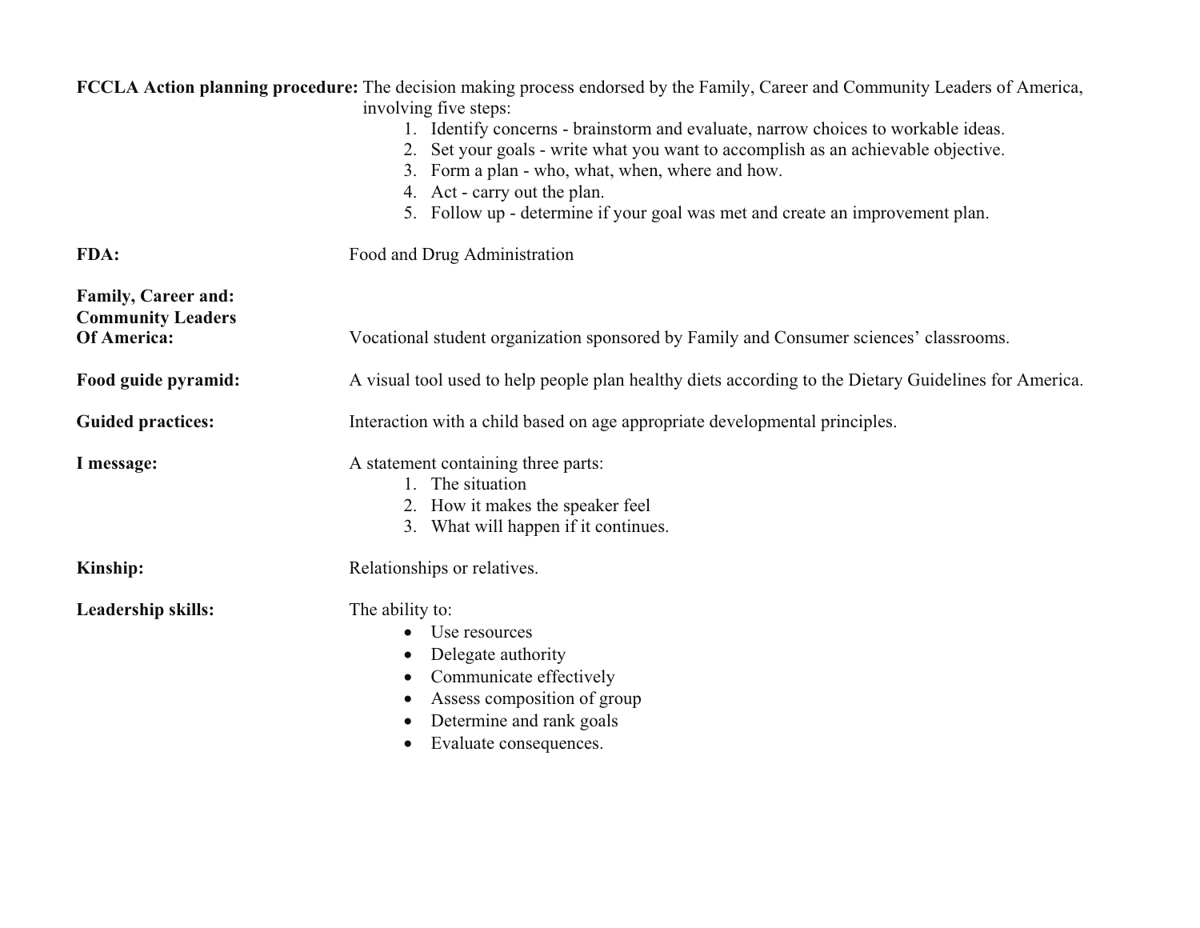**FCCLA Action planning procedure:** The decision making process endorsed by the Family, Career and Community Leaders of America, involving five steps:

1. Identify concerns - brainstorm and evaluate, narrow choices to workable ideas.
2. Set your goals - write what you want to accomplish as an achievable objective.
3. Form a plan - who, what, when, where and how.
4. Act - carry out the plan.
5. Follow up - determine if your goal was met and create an improvement plan.

**FDA:** Food and Drug Administration

**Family, Career and: Community Leaders Of America:** Vocational student organization sponsored by Family and Consumer sciences' classrooms.

**Food guide pyramid:** A visual tool used to help people plan healthy diets according to the Dietary Guidelines for America.

**Guided practices:** Interaction with a child based on age appropriate developmental principles.

**I message:** A statement containing three parts:

1. The situation
2. How it makes the speaker feel
3. What will happen if it continues.

**Kinship:** Relationships or relatives.

**Leadership skills:** The ability to:

- Use resources
- Delegate authority
- Communicate effectively
- Assess composition of group
- Determine and rank goals
- Evaluate consequences.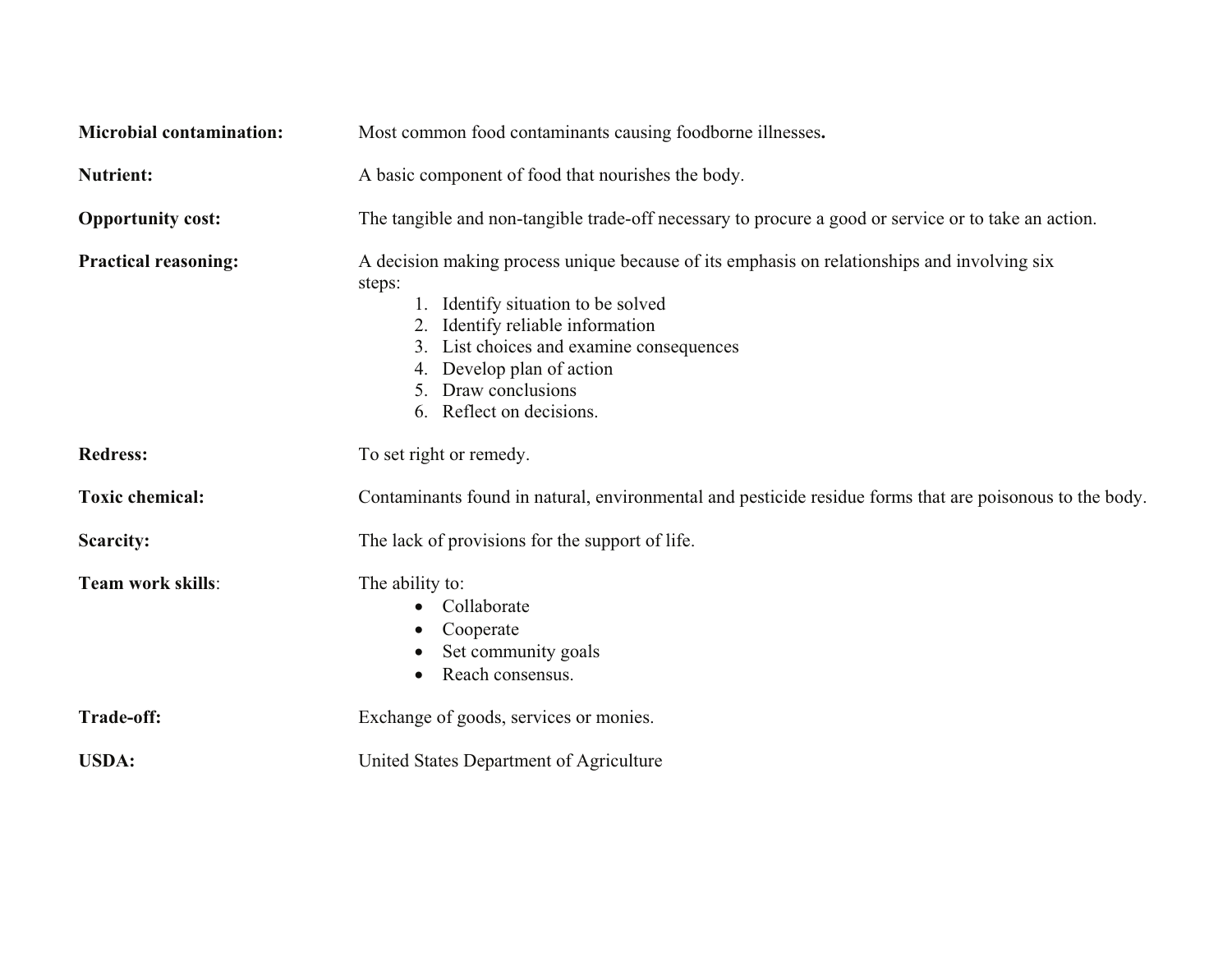**Microbial contamination:** Most common food contaminants causing foodborne illnesses**.**

**Nutrient:** A basic component of food that nourishes the body.

**Opportunity cost:** The tangible and non-tangible trade-off necessary to procure a good or service or to take an action.

**Practical reasoning:** A decision making process unique because of its emphasis on relationships and involving six steps:

1. Identify situation to be solved
2. Identify reliable information
3. List choices and examine consequences
4. Develop plan of action
5. Draw conclusions
6. Reflect on decisions.

**Redress:** To set right or remedy.

**Toxic chemical:** Contaminants found in natural, environmental and pesticide residue forms that are poisonous to the body.

**Scarcity:** The lack of provisions for the support of life.

**Team work skills**: The ability to:

- Collaborate
- Cooperate
- Set community goals
- Reach consensus.

**Trade-off:** Exchange of goods, services or monies.

**USDA:** United States Department of Agriculture